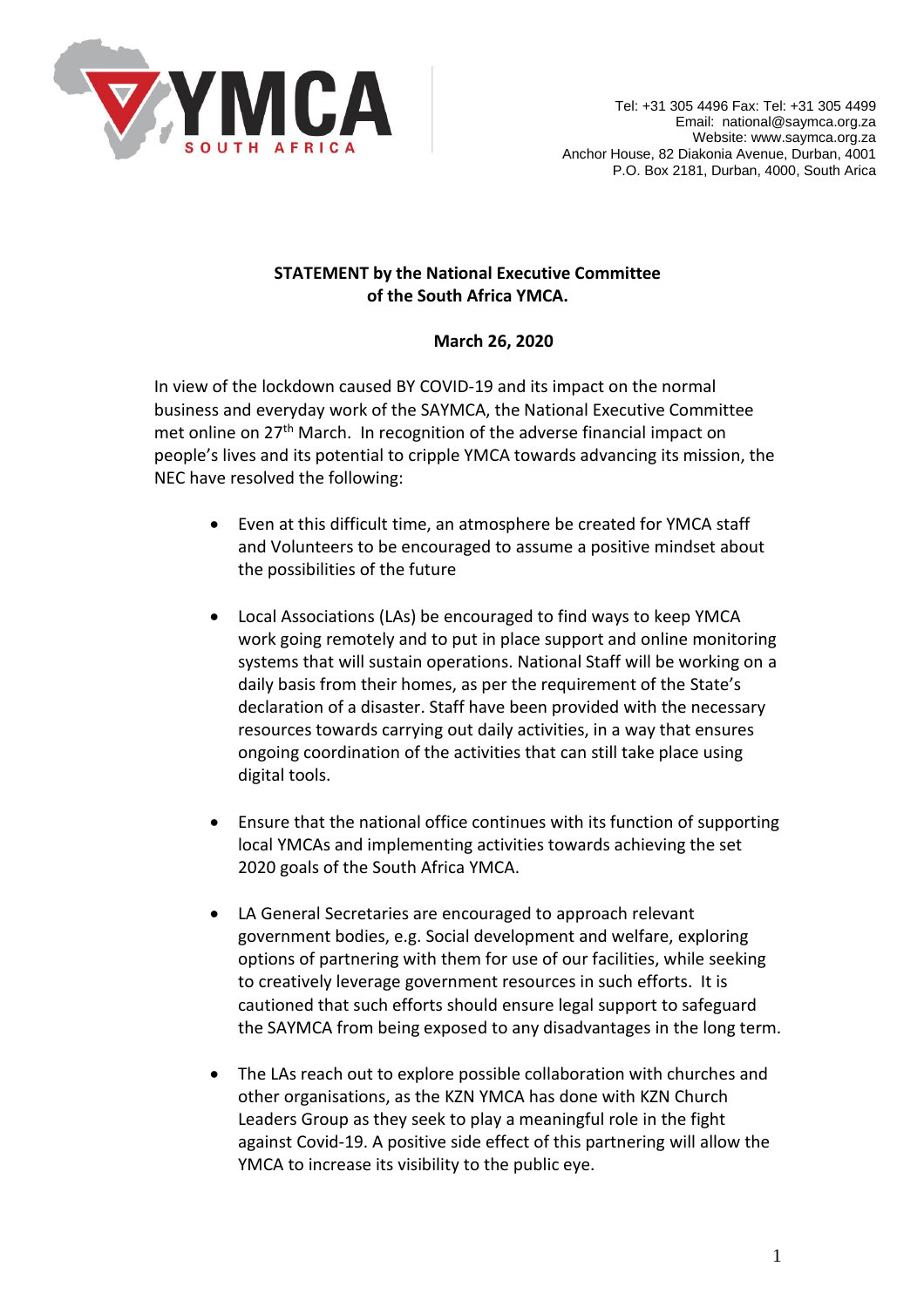YMCA SOUTH AFRICA

Tel: +31 305 4496 Fax: Tel: +31 305 4499
Email: national@saymca.org.za
Website: www.saymca.org.za
Anchor House, 82 Diakonia Avenue, Durban, 4001
P.O. Box 2181, Durban, 4000, South Arica

**STATEMENT by the National Executive Committee of the South Africa YMCA.**

**March 26, 2020**

In view of the lockdown caused BY COVID-19 and its impact on the normal business and everyday work of the SAYMCA, the National Executive Committee met online on 27th March. In recognition of the adverse financial impact on people's lives and its potential to cripple YMCA towards advancing its mission, the NEC have resolved the following:

- Even at this difficult time, an atmosphere be created for YMCA staff and Volunteers to be encouraged to assume a positive mindset about the possibilities of the future

- Local Associations (LAs) be encouraged to find ways to keep YMCA work going remotely and to put in place support and online monitoring systems that will sustain operations. National Staff will be working on a daily basis from their homes, as per the requirement of the State's declaration of a disaster. Staff have been provided with the necessary resources towards carrying out daily activities, in a way that ensures ongoing coordination of the activities that can still take place using digital tools.

- Ensure that the national office continues with its function of supporting local YMCAs and implementing activities towards achieving the set 2020 goals of the South Africa YMCA.

- LA General Secretaries are encouraged to approach relevant government bodies, e.g. Social development and welfare, exploring options of partnering with them for use of our facilities, while seeking to creatively leverage government resources in such efforts. It is cautioned that such efforts should ensure legal support to safeguard the SAYMCA from being exposed to any disadvantages in the long term.

- The LAs reach out to explore possible collaboration with churches and other organisations, as the KZN YMCA has done with KZN Church Leaders Group as they seek to play a meaningful role in the fight against Covid-19. A positive side effect of this partnering will allow the YMCA to increase its visibility to the public eye.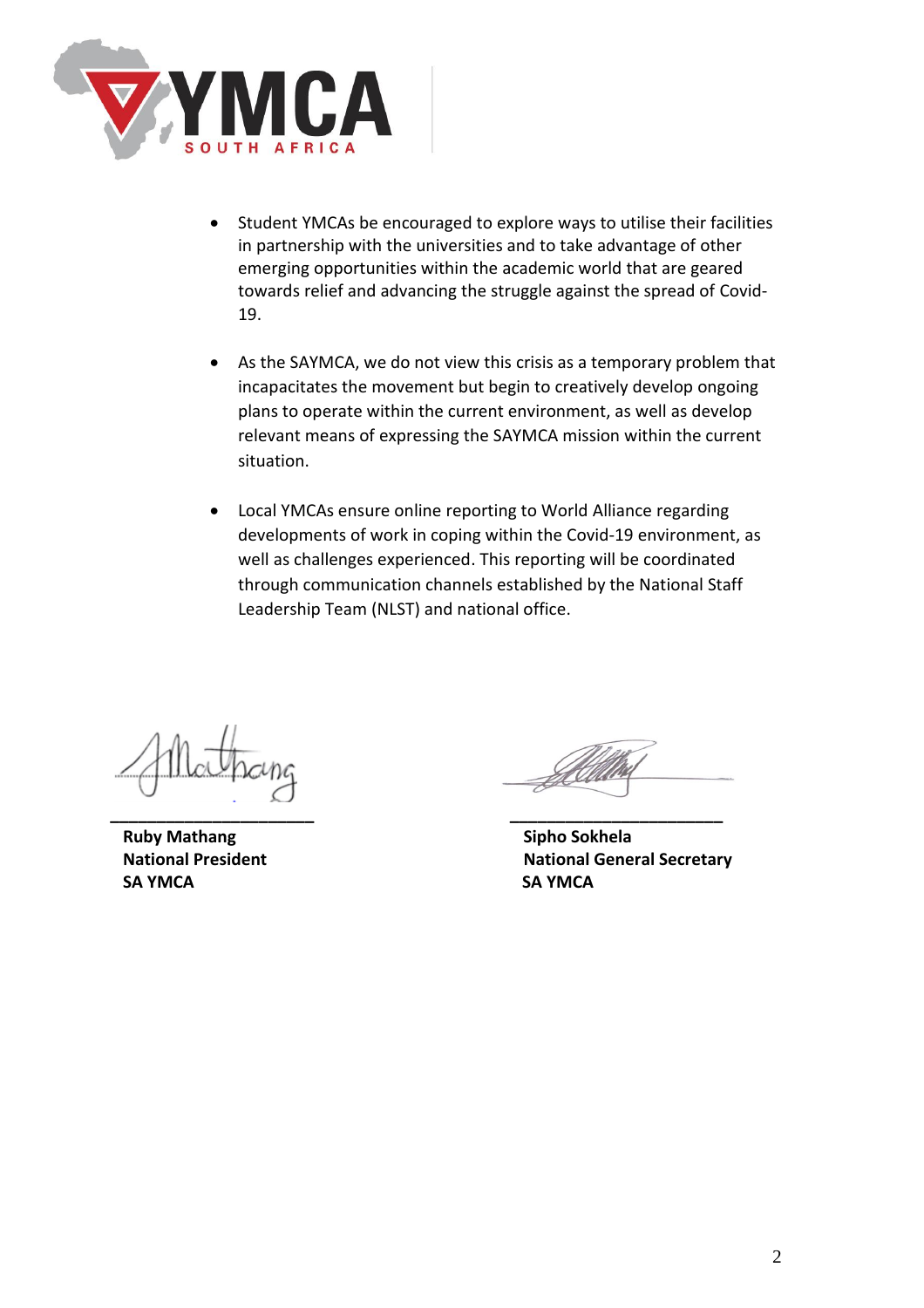- Student YMCAs be encouraged to explore ways to utilise their facilities in partnership with the universities and to take advantage of other emerging opportunities within the academic world that are geared towards relief and advancing the struggle against the spread of Covid-19.

- As the SAYMCA, we do not view this crisis as a temporary problem that incapacitates the movement but begin to creatively develop ongoing plans to operate within the current environment, as well as develop relevant means of expressing the SAYMCA mission within the current situation.

- Local YMCAs ensure online reporting to World Alliance regarding developments of work in coping within the Covid-19 environment, as well as challenges experienced. This reporting will be coordinated through communication channels established by the National Staff Leadership Team (NLST) and national office.

**Ruby Mathang**
**National President**
**SA YMCA**

**Sipho Sokhela**
**National General Secretary**
**SA YMCA**